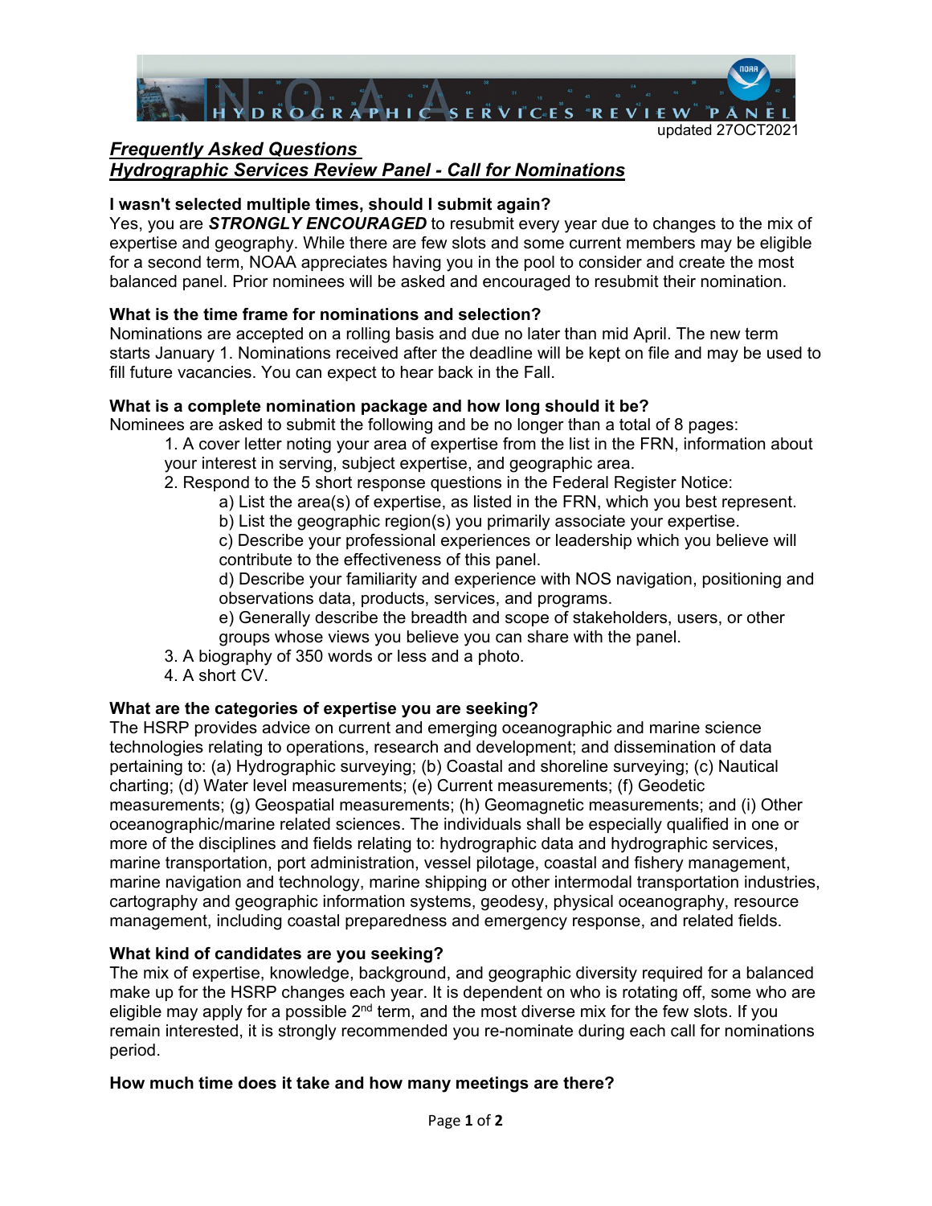updated 27OCT2021

# *Frequently Asked Questions*
# *Hydrographic Services Review Panel - Call for Nominations*

**I wasn't selected multiple times, should I submit again?**
Yes, you are ***STRONGLY ENCOURAGED*** to resubmit every year due to changes to the mix of expertise and geography. While there are few slots and some current members may be eligible for a second term, NOAA appreciates having you in the pool to consider and create the most balanced panel. Prior nominees will be asked and encouraged to resubmit their nomination.

**What is the time frame for nominations and selection?**
Nominations are accepted on a rolling basis and due no later than mid April. The new term starts January 1. Nominations received after the deadline will be kept on file and may be used to fill future vacancies. You can expect to hear back in the Fall.

**What is a complete nomination package and how long should it be?**
Nominees are asked to submit the following and be no longer than a total of 8 pages:

1. A cover letter noting your area of expertise from the list in the FRN, information about your interest in serving, subject expertise, and geographic area.
2. Respond to the 5 short response questions in the Federal Register Notice:
   a) List the area(s) of expertise, as listed in the FRN, which you best represent.
   b) List the geographic region(s) you primarily associate your expertise.
   c) Describe your professional experiences or leadership which you believe will contribute to the effectiveness of this panel.
   d) Describe your familiarity and experience with NOS navigation, positioning and observations data, products, services, and programs.
   e) Generally describe the breadth and scope of stakeholders, users, or other groups whose views you believe you can share with the panel.
3. A biography of 350 words or less and a photo.
4. A short CV.

**What are the categories of expertise you are seeking?**
The HSRP provides advice on current and emerging oceanographic and marine science technologies relating to operations, research and development; and dissemination of data pertaining to: (a) Hydrographic surveying; (b) Coastal and shoreline surveying; (c) Nautical charting; (d) Water level measurements; (e) Current measurements; (f) Geodetic measurements; (g) Geospatial measurements; (h) Geomagnetic measurements; and (i) Other oceanographic/marine related sciences. The individuals shall be especially qualified in one or more of the disciplines and fields relating to: hydrographic data and hydrographic services, marine transportation, port administration, vessel pilotage, coastal and fishery management, marine navigation and technology, marine shipping or other intermodal transportation industries, cartography and geographic information systems, geodesy, physical oceanography, resource management, including coastal preparedness and emergency response, and related fields.

**What kind of candidates are you seeking?**
The mix of expertise, knowledge, background, and geographic diversity required for a balanced make up for the HSRP changes each year. It is dependent on who is rotating off, some who are eligible may apply for a possible 2nd term, and the most diverse mix for the few slots. If you remain interested, it is strongly recommended you re-nominate during each call for nominations period.

**How much time does it take and how many meetings are there?**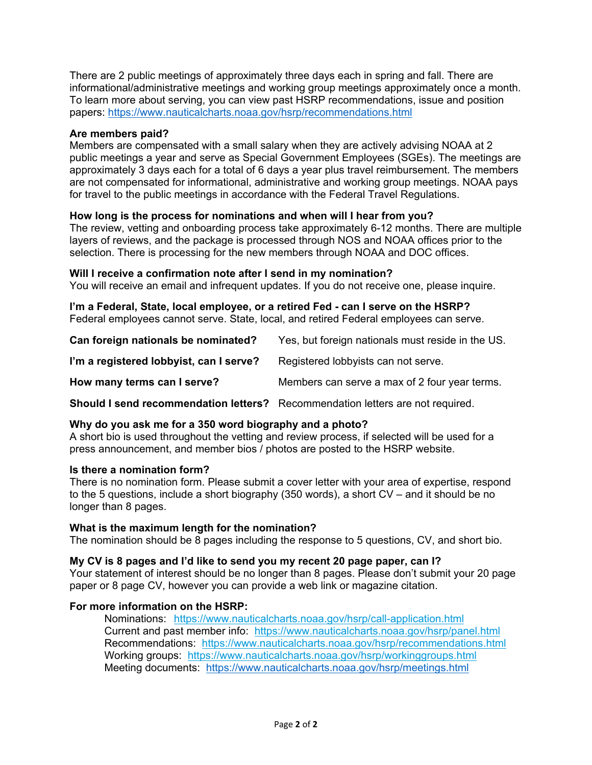There are 2 public meetings of approximately three days each in spring and fall. There are informational/administrative meetings and working group meetings approximately once a month. To learn more about serving, you can view past HSRP recommendations, issue and position papers: https://www.nauticalcharts.noaa.gov/hsrp/recommendations.html

**Are members paid?**
Members are compensated with a small salary when they are actively advising NOAA at 2 public meetings a year and serve as Special Government Employees (SGEs). The meetings are approximately 3 days each for a total of 6 days a year plus travel reimbursement. The members are not compensated for informational, administrative and working group meetings. NOAA pays for travel to the public meetings in accordance with the Federal Travel Regulations.

**How long is the process for nominations and when will I hear from you?**
The review, vetting and onboarding process take approximately 6-12 months. There are multiple layers of reviews, and the package is processed through NOS and NOAA offices prior to the selection. There is processing for the new members through NOAA and DOC offices.

**Will I receive a confirmation note after I send in my nomination?**
You will receive an email and infrequent updates. If you do not receive one, please inquire.

**I'm a Federal, State, local employee, or a retired Fed - can I serve on the HSRP?**
Federal employees cannot serve. State, local, and retired Federal employees can serve.

**Can foreign nationals be nominated?** Yes, but foreign nationals must reside in the US.

**I'm a registered lobbyist, can I serve?** Registered lobbyists can not serve.

**How many terms can I serve?** Members can serve a max of 2 four year terms.

**Should I send recommendation letters?** Recommendation letters are not required.

**Why do you ask me for a 350 word biography and a photo?**
A short bio is used throughout the vetting and review process, if selected will be used for a press announcement, and member bios / photos are posted to the HSRP website.

**Is there a nomination form?**
There is no nomination form. Please submit a cover letter with your area of expertise, respond to the 5 questions, include a short biography (350 words), a short CV – and it should be no longer than 8 pages.

**What is the maximum length for the nomination?**
The nomination should be 8 pages including the response to 5 questions, CV, and short bio.

**My CV is 8 pages and I'd like to send you my recent 20 page paper, can I?**
Your statement of interest should be no longer than 8 pages. Please don't submit your 20 page paper or 8 page CV, however you can provide a web link or magazine citation.

**For more information on the HSRP:**

- Nominations: https://www.nauticalcharts.noaa.gov/hsrp/call-application.html
- Current and past member info: https://www.nauticalcharts.noaa.gov/hsrp/panel.html
- Recommendations: https://www.nauticalcharts.noaa.gov/hsrp/recommendations.html
- Working groups: https://www.nauticalcharts.noaa.gov/hsrp/workinggroups.html
- Meeting documents: https://www.nauticalcharts.noaa.gov/hsrp/meetings.html